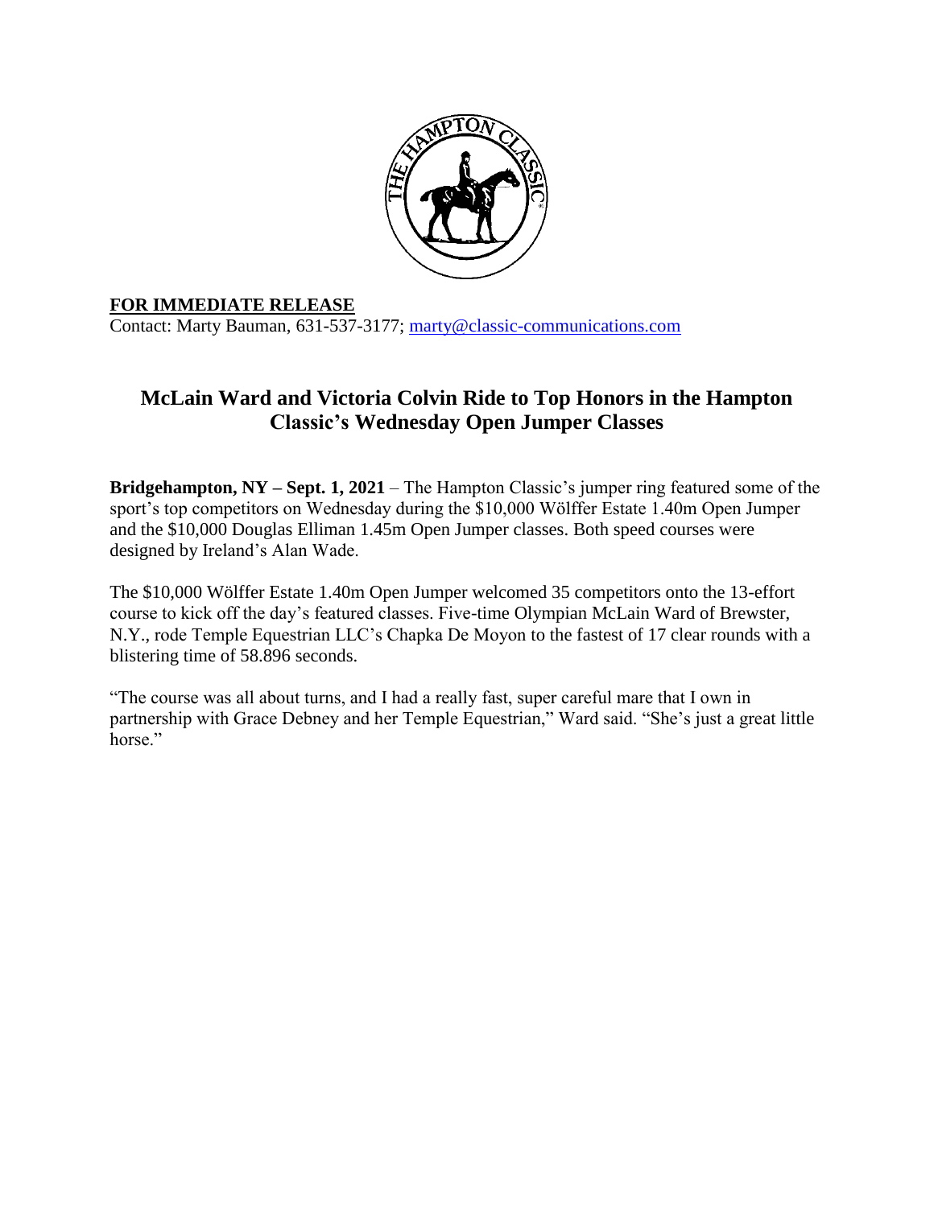**FOR IMMEDIATE RELEASE**

Contact: Marty Bauman, 631-537-3177; marty@classic-communications.com

# McLain Ward and Victoria Colvin Ride to Top Honors in the Hampton Classic's Wednesday Open Jumper Classes

**Bridgehampton, NY – Sept. 1, 2021** – The Hampton Classic's jumper ring featured some of the sport's top competitors on Wednesday during the $10,000 Wölffer Estate 1.40m Open Jumper and the $10,000 Douglas Elliman 1.45m Open Jumper classes. Both speed courses were designed by Ireland's Alan Wade.

The $10,000 Wölffer Estate 1.40m Open Jumper welcomed 35 competitors onto the 13-effort course to kick off the day's featured classes. Five-time Olympian McLain Ward of Brewster, N.Y., rode Temple Equestrian LLC's Chapka De Moyon to the fastest of 17 clear rounds with a blistering time of 58.896 seconds.

"The course was all about turns, and I had a really fast, super careful mare that I own in partnership with Grace Debney and her Temple Equestrian," Ward said. "She's just a great little horse."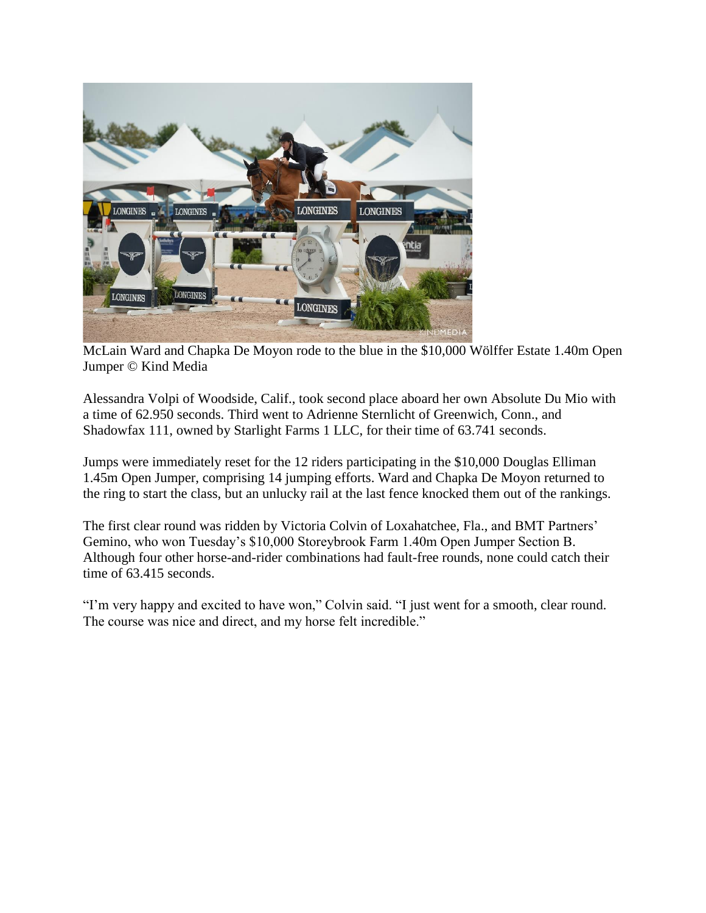McLain Ward and Chapka De Moyon rode to the blue in the $10,000 Wölffer Estate 1.40m Open Jumper © Kind Media

Alessandra Volpi of Woodside, Calif., took second place aboard her own Absolute Du Mio with a time of 62.950 seconds. Third went to Adrienne Sternlicht of Greenwich, Conn., and Shadowfax 111, owned by Starlight Farms 1 LLC, for their time of 63.741 seconds.

Jumps were immediately reset for the 12 riders participating in the $10,000 Douglas Elliman 1.45m Open Jumper, comprising 14 jumping efforts. Ward and Chapka De Moyon returned to the ring to start the class, but an unlucky rail at the last fence knocked them out of the rankings.

The first clear round was ridden by Victoria Colvin of Loxahatchee, Fla., and BMT Partners' Gemino, who won Tuesday's $10,000 Storeybrook Farm 1.40m Open Jumper Section B. Although four other horse-and-rider combinations had fault-free rounds, none could catch their time of 63.415 seconds.

"I'm very happy and excited to have won," Colvin said. "I just went for a smooth, clear round. The course was nice and direct, and my horse felt incredible."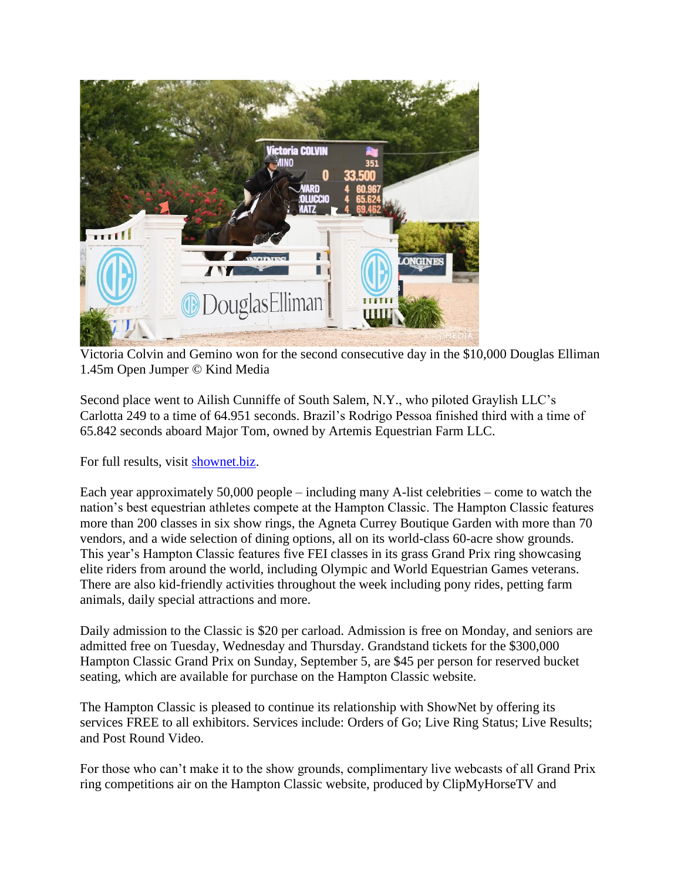Victoria Colvin and Gemino won for the second consecutive day in the $10,000 Douglas Elliman 1.45m Open Jumper © Kind Media

Second place went to Ailish Cunniffe of South Salem, N.Y., who piloted Graylish LLC's Carlotta 249 to a time of 64.951 seconds. Brazil's Rodrigo Pessoa finished third with a time of 65.842 seconds aboard Major Tom, owned by Artemis Equestrian Farm LLC.

For full results, visit [shownet.biz](shownet.biz).

Each year approximately 50,000 people – including many A-list celebrities – come to watch the nation's best equestrian athletes compete at the Hampton Classic. The Hampton Classic features more than 200 classes in six show rings, the Agneta Currey Boutique Garden with more than 70 vendors, and a wide selection of dining options, all on its world-class 60-acre show grounds. This year's Hampton Classic features five FEI classes in its grass Grand Prix ring showcasing elite riders from around the world, including Olympic and World Equestrian Games veterans. There are also kid-friendly activities throughout the week including pony rides, petting farm animals, daily special attractions and more.

Daily admission to the Classic is $20 per carload. Admission is free on Monday, and seniors are admitted free on Tuesday, Wednesday and Thursday. Grandstand tickets for the $300,000 Hampton Classic Grand Prix on Sunday, September 5, are $45 per person for reserved bucket seating, which are available for purchase on the Hampton Classic website.

The Hampton Classic is pleased to continue its relationship with ShowNet by offering its services FREE to all exhibitors. Services include: Orders of Go; Live Ring Status; Live Results; and Post Round Video.

For those who can't make it to the show grounds, complimentary live webcasts of all Grand Prix ring competitions air on the Hampton Classic website, produced by ClipMyHorseTV and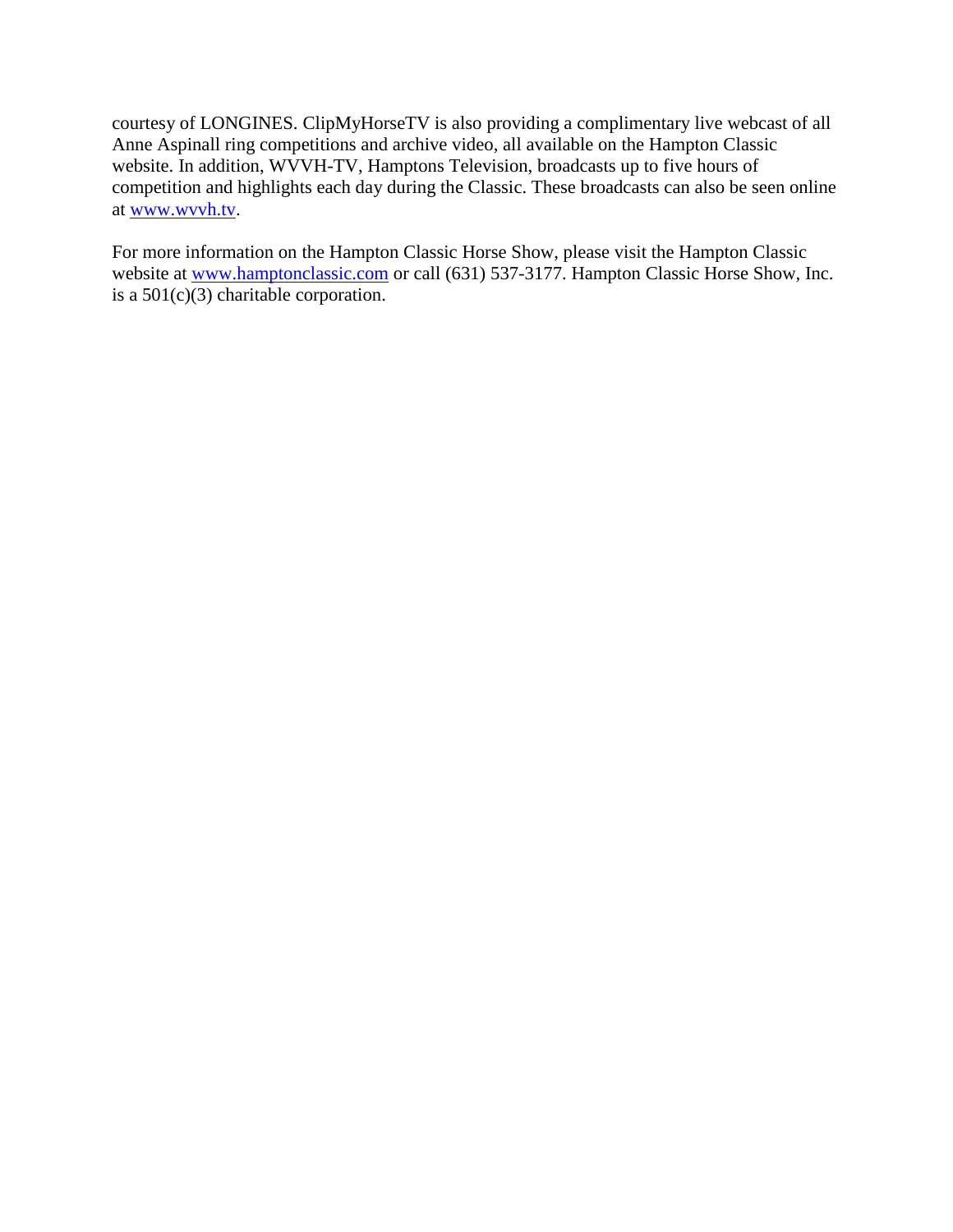courtesy of LONGINES. ClipMyHorseTV is also providing a complimentary live webcast of all Anne Aspinall ring competitions and archive video, all available on the Hampton Classic website. In addition, WVVH-TV, Hamptons Television, broadcasts up to five hours of competition and highlights each day during the Classic. These broadcasts can also be seen online at www.wvvh.tv.

For more information on the Hampton Classic Horse Show, please visit the Hampton Classic website at www.hamptonclassic.com or call (631) 537-3177. Hampton Classic Horse Show, Inc. is a 501(c)(3) charitable corporation.